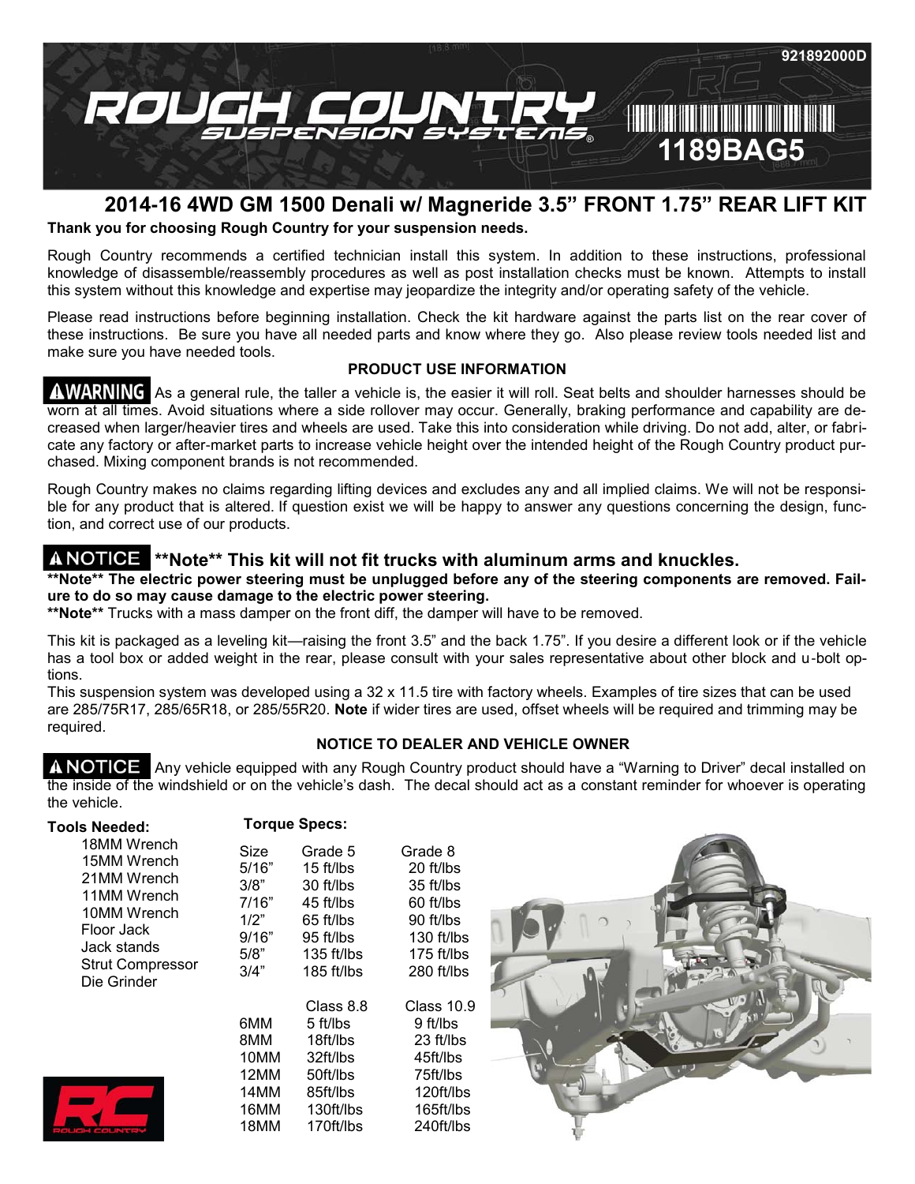921892000D

1189BAG5

# 2014-16 4WD GM 1500 Denali w/ Magneride 3.5" FRONT 1.75" REAR LIFT KIT

**Thank you for choosing Rough Country for your suspension needs.**

Rough Country recommends a certified technician install this system. In addition to these instructions, professional knowledge of disassemble/reassembly procedures as well as post installation checks must be known. Attempts to install this system without this knowledge and expertise may jeopardize the integrity and/or operating safety of the vehicle.

Please read instructions before beginning installation. Check the kit hardware against the parts list on the rear cover of these instructions. Be sure you have all needed parts and know where they go. Also please review tools needed list and make sure you have needed tools.

**PRODUCT USE INFORMATION**

**WARNING** As a general rule, the taller a vehicle is, the easier it will roll. Seat belts and shoulder harnesses should be worn at all times. Avoid situations where a side rollover may occur. Generally, braking performance and capability are decreased when larger/heavier tires and wheels are used. Take this into consideration while driving. Do not add, alter, or fabricate any factory or after-market parts to increase vehicle height over the intended height of the Rough Country product purchased. Mixing component brands is not recommended.

Rough Country makes no claims regarding lifting devices and excludes any and all implied claims. We will not be responsible for any product that is altered. If question exist we will be happy to answer any questions concerning the design, function, and correct use of our products.

**NOTICE** **\*\*Note\*\* This kit will not fit trucks with aluminum arms and knuckles.**

**\*\*Note\*\* The electric power steering must be unplugged before any of the steering components are removed. Failure to do so may cause damage to the electric power steering.**

**\*\*Note\*\*** Trucks with a mass damper on the front diff, the damper will have to be removed.

This kit is packaged as a leveling kit—raising the front 3.5" and the back 1.75". If you desire a different look or if the vehicle has a tool box or added weight in the rear, please consult with your sales representative about other block and u-bolt options.

This suspension system was developed using a 32 x 11.5 tire with factory wheels. Examples of tire sizes that can be used are 285/75R17, 285/65R18, or 285/55R20. **Note** if wider tires are used, offset wheels will be required and trimming may be required.

**NOTICE TO DEALER AND VEHICLE OWNER**

**NOTICE** Any vehicle equipped with any Rough Country product should have a "Warning to Driver" decal installed on the inside of the windshield or on the vehicle's dash. The decal should act as a constant reminder for whoever is operating the vehicle.

**Tools Needed:**

- 18MM Wrench
- 15MM Wrench
- 21MM Wrench
- 11MM Wrench
- 10MM Wrench
- Floor Jack
- Jack stands
- Strut Compressor
- Die Grinder

**Torque Specs:**

| Size | Grade 5 | Grade 8 |
|---|---|---|
| 5/16" | 15 ft/lbs | 20 ft/lbs |
| 3/8" | 30 ft/lbs | 35 ft/lbs |
| 7/16" | 45 ft/lbs | 60 ft/lbs |
| 1/2" | 65 ft/lbs | 90 ft/lbs |
| 9/16" | 95 ft/lbs | 130 ft/lbs |
| 5/8" | 135 ft/lbs | 175 ft/lbs |
| 3/4" | 185 ft/lbs | 280 ft/lbs |

| Size | Class 8.8 | Class 10.9 |
|---|---|---|
| 6MM | 5 ft/lbs | 9 ft/lbs |
| 8MM | 18ft/lbs | 23 ft/lbs |
| 10MM | 32ft/lbs | 45ft/lbs |
| 12MM | 50ft/lbs | 75ft/lbs |
| 14MM | 85ft/lbs | 120ft/lbs |
| 16MM | 130ft/lbs | 165ft/lbs |
| 18MM | 170ft/lbs | 240ft/lbs |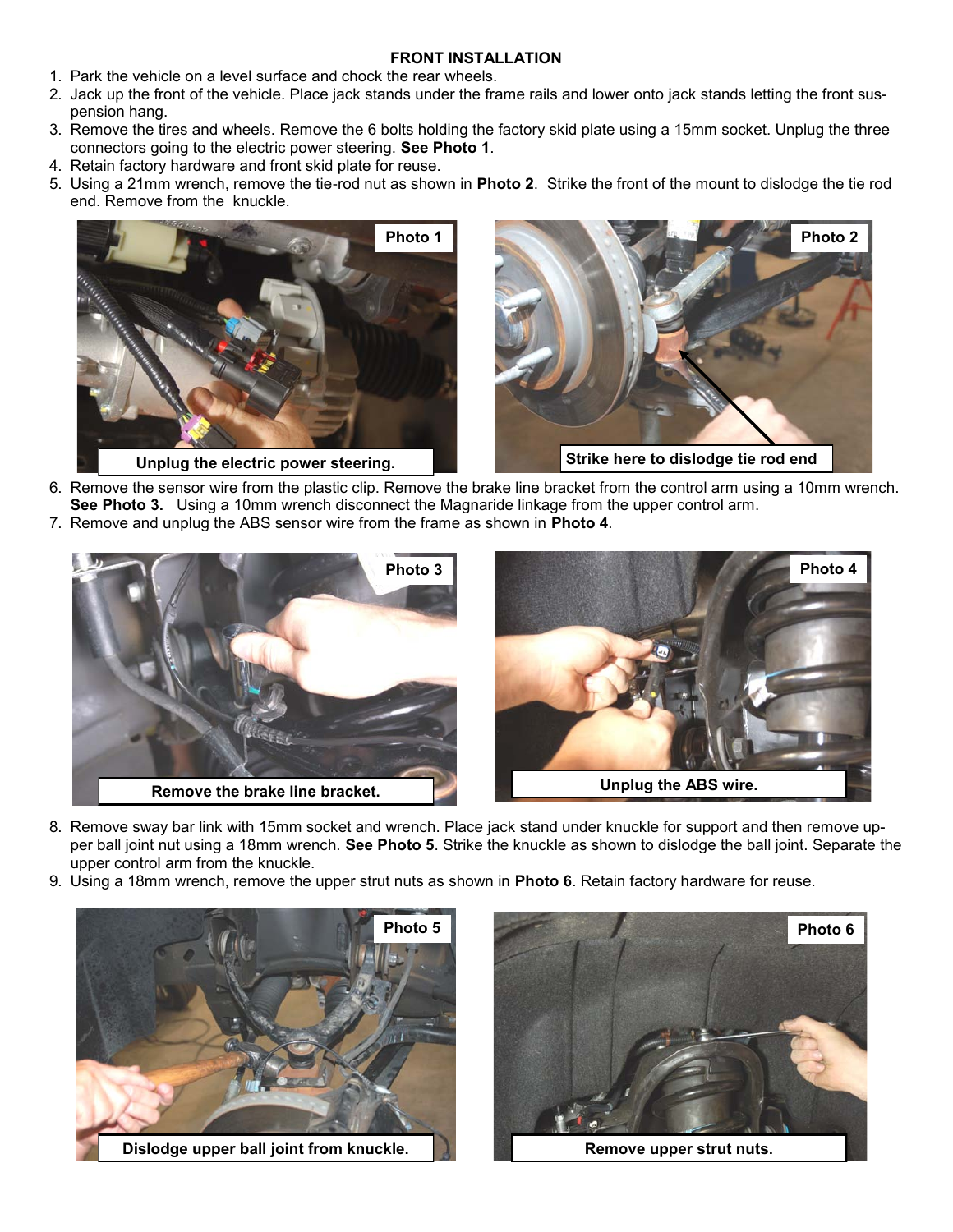## FRONT INSTALLATION

1. Park the vehicle on a level surface and chock the rear wheels.
2. Jack up the front of the vehicle. Place jack stands under the frame rails and lower onto jack stands letting the front suspension hang.
3. Remove the tires and wheels. Remove the 6 bolts holding the factory skid plate using a 15mm socket. Unplug the three connectors going to the electric power steering. **See Photo 1**.
4. Retain factory hardware and front skid plate for reuse.
5. Using a 21mm wrench, remove the tie-rod nut as shown in **Photo 2**. Strike the front of the mount to dislodge the tie rod end. Remove from the knuckle.

**Photo 1**

Unplug the electric power steering.

**Photo 2**

Strike here to dislodge tie rod end

6. Remove the sensor wire from the plastic clip. Remove the brake line bracket from the control arm using a 10mm wrench. **See Photo 3.** Using a 10mm wrench disconnect the Magnaride linkage from the upper control arm.
7. Remove and unplug the ABS sensor wire from the frame as shown in **Photo 4**.

**Photo 3**

Remove the brake line bracket.

**Photo 4**

Unplug the ABS wire.

8. Remove sway bar link with 15mm socket and wrench. Place jack stand under knuckle for support and then remove upper ball joint nut using a 18mm wrench. **See Photo 5**. Strike the knuckle as shown to dislodge the ball joint. Separate the upper control arm from the knuckle.
9. Using a 18mm wrench, remove the upper strut nuts as shown in **Photo 6**. Retain factory hardware for reuse.

**Photo 5**

Dislodge upper ball joint from knuckle.

**Photo 6**

Remove upper strut nuts.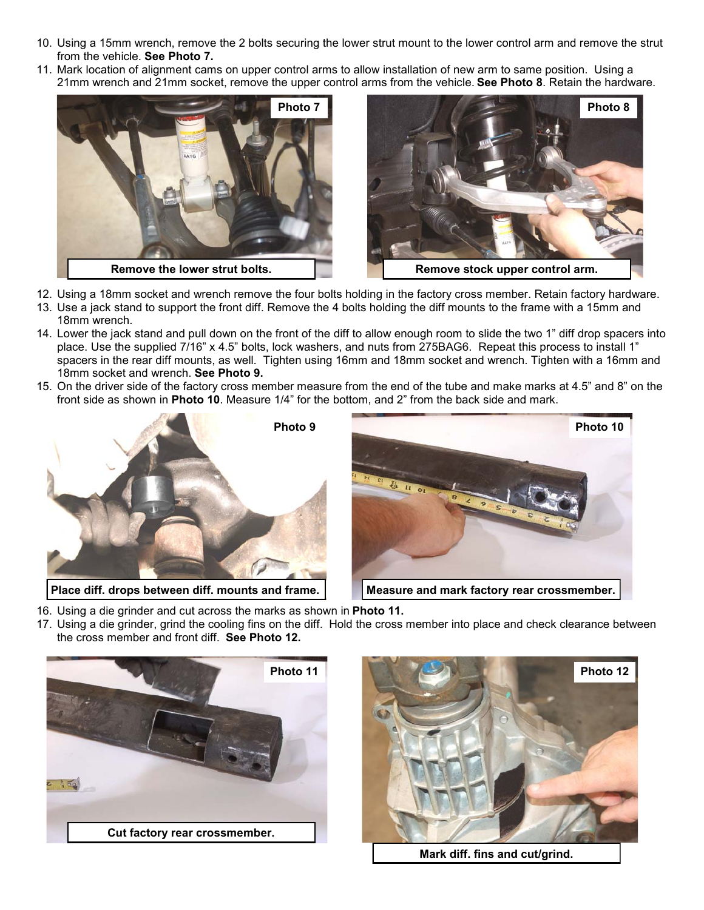10. Using a 15mm wrench, remove the 2 bolts securing the lower strut mount to the lower control arm and remove the strut from the vehicle. **See Photo 7.**
11. Mark location of alignment cams on upper control arms to allow installation of new arm to same position. Using a 21mm wrench and 21mm socket, remove the upper control arms from the vehicle. **See Photo 8**. Retain the hardware.

**Photo 7**

**Remove the lower strut bolts.**

**Photo 8**

**Remove stock upper control arm.**

12. Using a 18mm socket and wrench remove the four bolts holding in the factory cross member. Retain factory hardware.
13. Use a jack stand to support the front diff. Remove the 4 bolts holding the diff mounts to the frame with a 15mm and 18mm wrench.
14. Lower the jack stand and pull down on the front of the diff to allow enough room to slide the two 1" diff drop spacers into place. Use the supplied 7/16" x 4.5" bolts, lock washers, and nuts from 275BAG6. Repeat this process to install 1" spacers in the rear diff mounts, as well. Tighten using 16mm and 18mm socket and wrench. Tighten with a 16mm and 18mm socket and wrench. **See Photo 9.**
15. On the driver side of the factory cross member measure from the end of the tube and make marks at 4.5" and 8" on the front side as shown in **Photo 10**. Measure 1/4" for the bottom, and 2" from the back side and mark.

**Photo 9**

**Place diff. drops between diff. mounts and frame.**

**Photo 10**

**Measure and mark factory rear crossmember.**

16. Using a die grinder and cut across the marks as shown in **Photo 11.**
17. Using a die grinder, grind the cooling fins on the diff. Hold the cross member into place and check clearance between the cross member and front diff. **See Photo 12.**

**Photo 11**

**Cut factory rear crossmember.**

**Photo 12**

**Mark diff. fins and cut/grind.**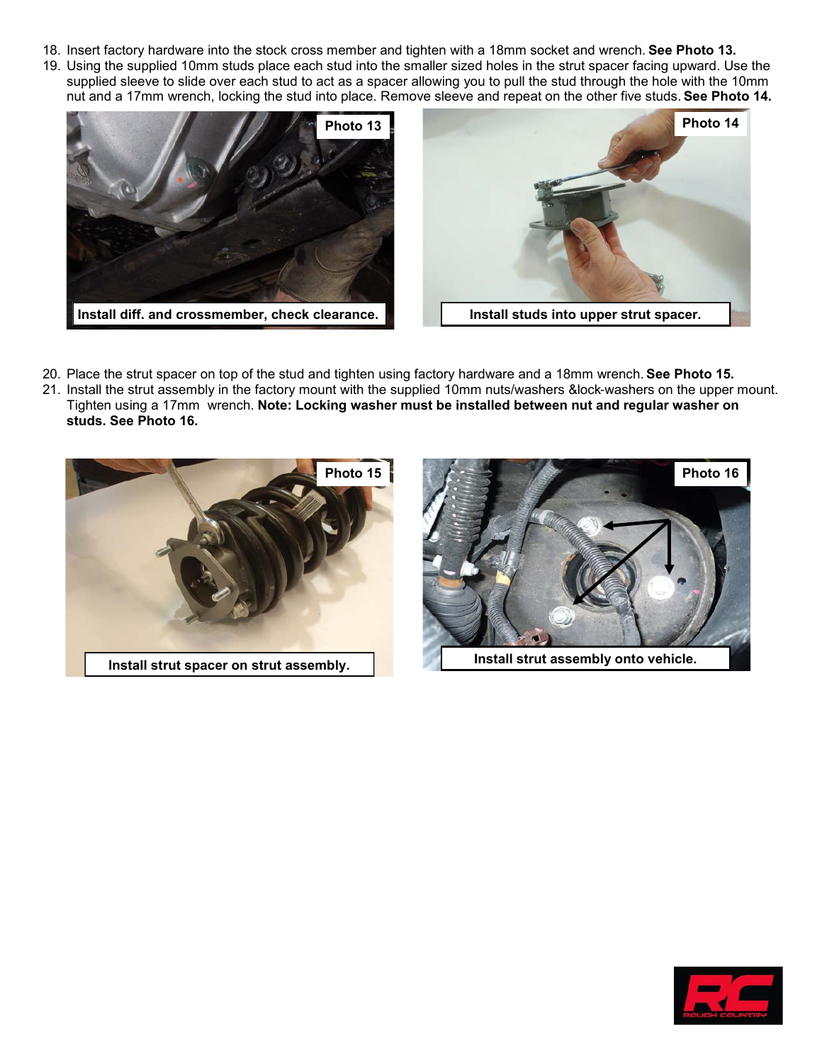18. Insert factory hardware into the stock cross member and tighten with a 18mm socket and wrench. **See Photo 13.**
19. Using the supplied 10mm studs place each stud into the smaller sized holes in the strut spacer facing upward. Use the supplied sleeve to slide over each stud to act as a spacer allowing you to pull the stud through the hole with the 10mm nut and a 17mm wrench, locking the stud into place. Remove sleeve and repeat on the other five studs. **See Photo 14.**

**Photo 13**

**Install diff. and crossmember, check clearance.**

**Photo 14**

**Install studs into upper strut spacer.**

20. Place the strut spacer on top of the stud and tighten using factory hardware and a 18mm wrench. **See Photo 15.**
21. Install the strut assembly in the factory mount with the supplied 10mm nuts/washers &lock-washers on the upper mount. Tighten using a 17mm wrench. **Note: Locking washer must be installed between nut and regular washer on studs. See Photo 16.**

**Photo 15**

**Install strut spacer on strut assembly.**

**Photo 16**

**Install strut assembly onto vehicle.**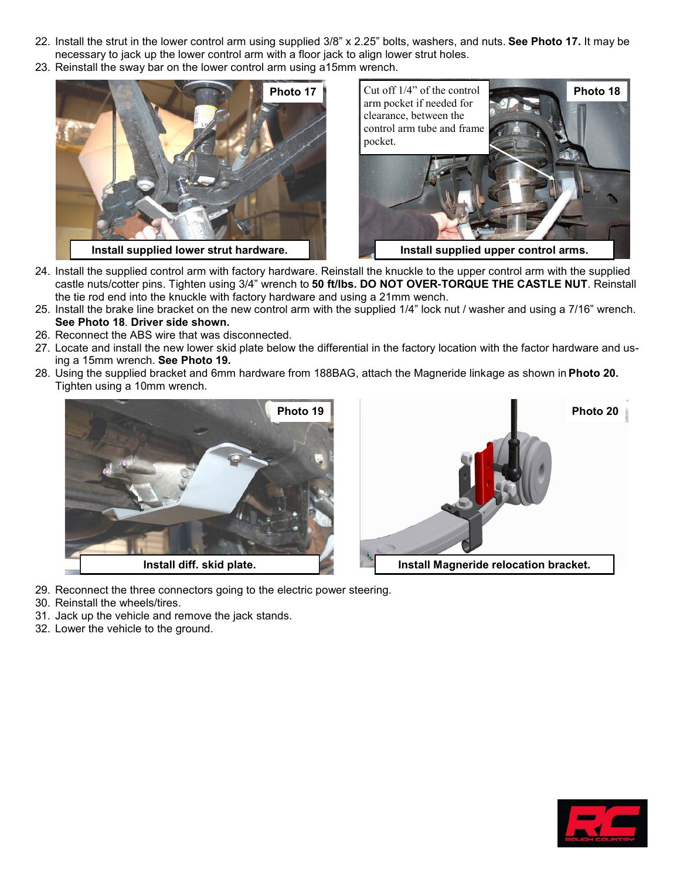22. Install the strut in the lower control arm using supplied 3/8" x 2.25" bolts, washers, and nuts. **See Photo 17.** It may be necessary to jack up the lower control arm with a floor jack to align lower strut holes.
23. Reinstall the sway bar on the lower control arm using a15mm wrench.

Photo 17

Install supplied lower strut hardware.

Photo 18

Cut off 1/4" of the control arm pocket if needed for clearance, between the control arm tube and frame pocket.

Install supplied upper control arms.

24. Install the supplied control arm with factory hardware. Reinstall the knuckle to the upper control arm with the supplied castle nuts/cotter pins. Tighten using 3/4" wrench to **50 ft/lbs. DO NOT OVER-TORQUE THE CASTLE NUT**. Reinstall the tie rod end into the knuckle with factory hardware and using a 21mm wench.
25. Install the brake line bracket on the new control arm with the supplied 1/4" lock nut / washer and using a 7/16" wrench. **See Photo 18**. **Driver side shown.**
26. Reconnect the ABS wire that was disconnected.
27. Locate and install the new lower skid plate below the differential in the factory location with the factor hardware and using a 15mm wrench. **See Photo 19.**
28. Using the supplied bracket and 6mm hardware from 188BAG, attach the Magneride linkage as shown in **Photo 20.** Tighten using a 10mm wrench.

Photo 19

Install diff. skid plate.

Photo 20

Install Magneride relocation bracket.

29. Reconnect the three connectors going to the electric power steering.
30. Reinstall the wheels/tires.
31. Jack up the vehicle and remove the jack stands.
32. Lower the vehicle to the ground.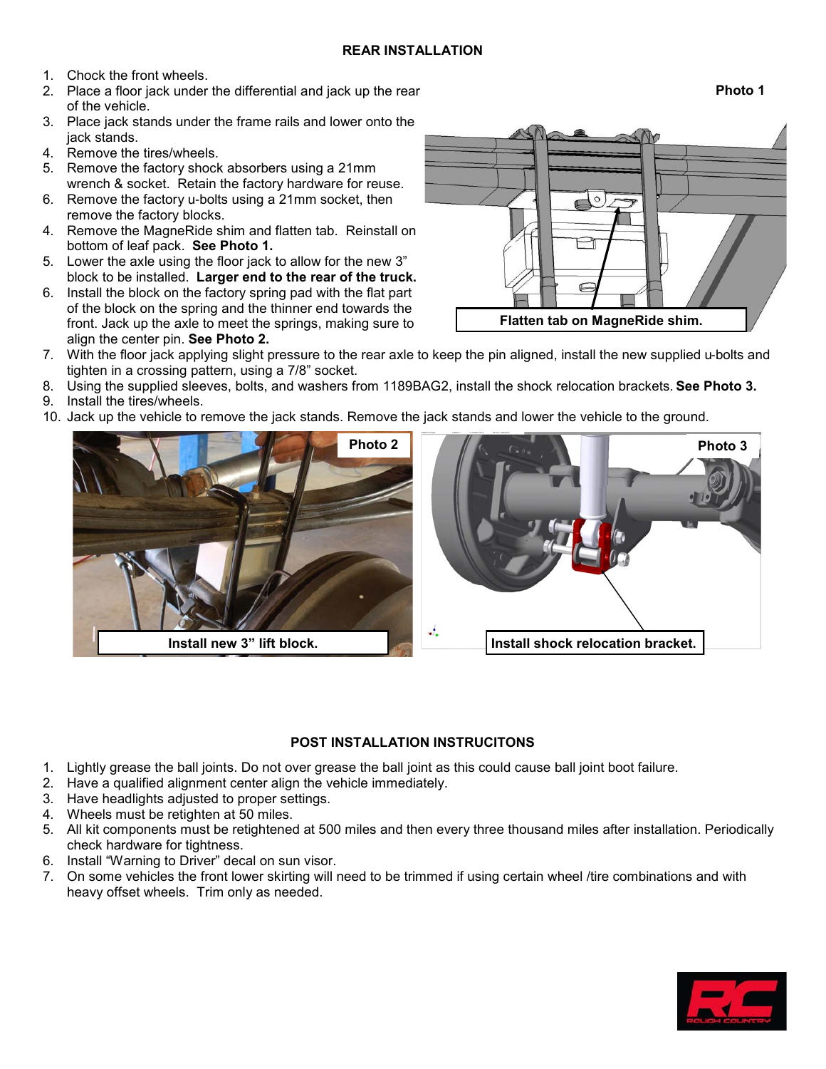## REAR INSTALLATION

1. Chock the front wheels.
2. Place a floor jack under the differential and jack up the rear of the vehicle.
3. Place jack stands under the frame rails and lower onto the jack stands.
4. Remove the tires/wheels.
5. Remove the factory shock absorbers using a 21mm wrench & socket. Retain the factory hardware for reuse.
6. Remove the factory u-bolts using a 21mm socket, then remove the factory blocks.
4. Remove the MagneRide shim and flatten tab. Reinstall on bottom of leaf pack. **See Photo 1.**
5. Lower the axle using the floor jack to allow for the new 3" block to be installed. **Larger end to the rear of the truck.**
6. Install the block on the factory spring pad with the flat part of the block on the spring and the thinner end towards the front. Jack up the axle to meet the springs, making sure to align the center pin. **See Photo 2.**
7. With the floor jack applying slight pressure to the rear axle to keep the pin aligned, install the new supplied u-bolts and tighten in a crossing pattern, using a 7/8" socket.
8. Using the supplied sleeves, bolts, and washers from 1189BAG2, install the shock relocation brackets. **See Photo 3.**
9. Install the tires/wheels.
10. Jack up the vehicle to remove the jack stands. Remove the jack stands and lower the vehicle to the ground.

**Photo 1**

**Flatten tab on MagneRide shim.**

**Photo 2**

**Install new 3" lift block.**

**Photo 3**

**Install shock relocation bracket.**

## POST INSTALLATION INSTRUCITONS

1. Lightly grease the ball joints. Do not over grease the ball joint as this could cause ball joint boot failure.
2. Have a qualified alignment center align the vehicle immediately.
3. Have headlights adjusted to proper settings.
4. Wheels must be retighten at 50 miles.
5. All kit components must be retightened at 500 miles and then every three thousand miles after installation. Periodically check hardware for tightness.
6. Install "Warning to Driver" decal on sun visor.
7. On some vehicles the front lower skirting will need to be trimmed if using certain wheel /tire combinations and with heavy offset wheels. Trim only as needed.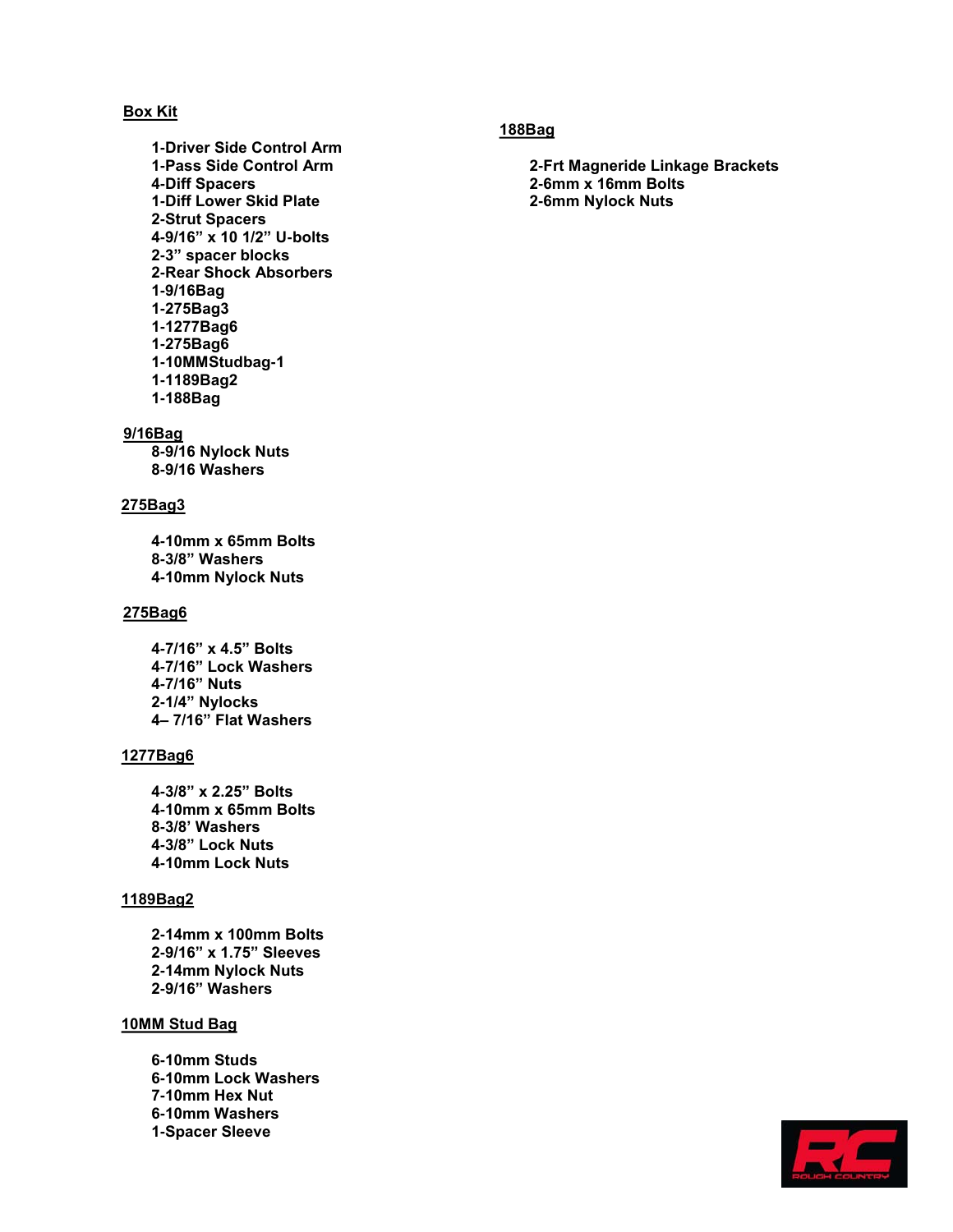## Box Kit

- 1-Driver Side Control Arm
- 1-Pass Side Control Arm
- 4-Diff Spacers
- 1-Diff Lower Skid Plate
- 2-Strut Spacers
- 4-9/16" x 10 1/2" U-bolts
- 2-3" spacer blocks
- 2-Rear Shock Absorbers
- 1-9/16Bag
- 1-275Bag3
- 1-1277Bag6
- 1-275Bag6
- 1-10MMStudbag-1
- 1-1189Bag2
- 1-188Bag

## 9/16Bag

- 8-9/16 Nylock Nuts
- 8-9/16 Washers

## 275Bag3

- 4-10mm x 65mm Bolts
- 8-3/8" Washers
- 4-10mm Nylock Nuts

## 275Bag6

- 4-7/16" x 4.5" Bolts
- 4-7/16" Lock Washers
- 4-7/16" Nuts
- 2-1/4" Nylocks
- 4– 7/16" Flat Washers

## 1277Bag6

- 4-3/8" x 2.25" Bolts
- 4-10mm x 65mm Bolts
- 8-3/8' Washers
- 4-3/8" Lock Nuts
- 4-10mm Lock Nuts

## 1189Bag2

- 2-14mm x 100mm Bolts
- 2-9/16" x 1.75" Sleeves
- 2-14mm Nylock Nuts
- 2-9/16" Washers

## 10MM Stud Bag

- 6-10mm Studs
- 6-10mm Lock Washers
- 7-10mm Hex Nut
- 6-10mm Washers
- 1-Spacer Sleeve

## 188Bag

- 2-Frt Magneride Linkage Brackets
- 2-6mm x 16mm Bolts
- 2-6mm Nylock Nuts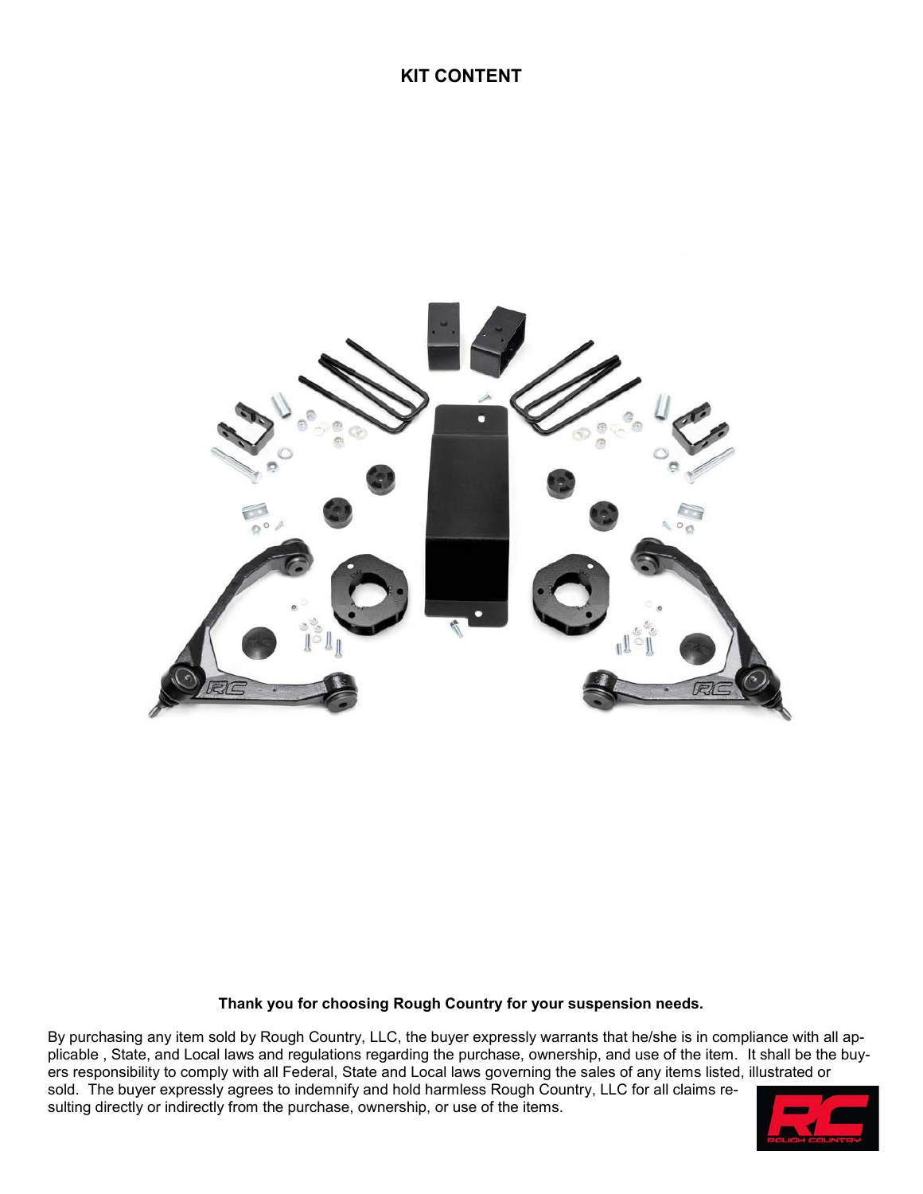## KIT CONTENT

**Thank you for choosing Rough Country for your suspension needs.**

By purchasing any item sold by Rough Country, LLC, the buyer expressly warrants that he/she is in compliance with all applicable , State, and Local laws and regulations regarding the purchase, ownership, and use of the item. It shall be the buyers responsibility to comply with all Federal, State and Local laws governing the sales of any items listed, illustrated or sold. The buyer expressly agrees to indemnify and hold harmless Rough Country, LLC for all claims resulting directly or indirectly from the purchase, ownership, or use of the items.